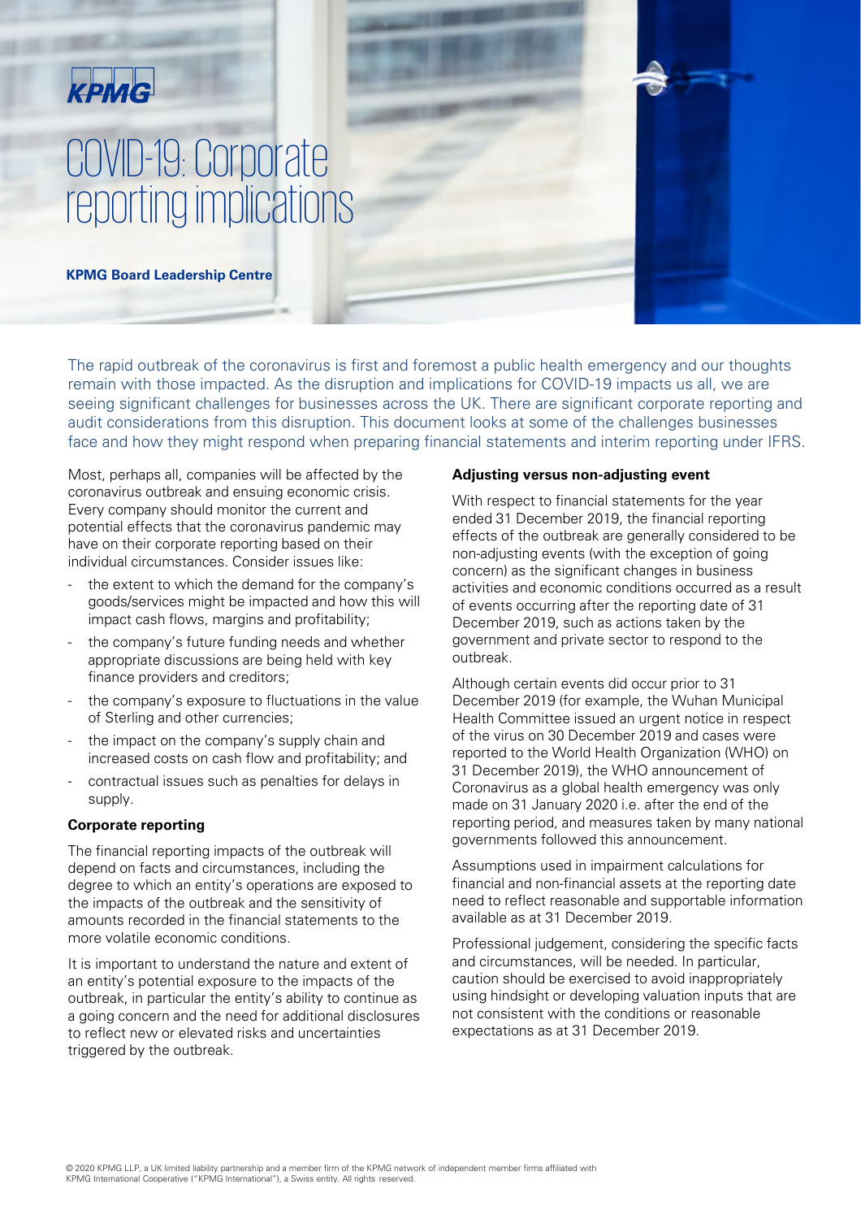KPMG

# COVID-19: Corporate reporting implications

**KPMG Board Leadership Centre**

The rapid outbreak of the coronavirus is first and foremost a public health emergency and our thoughts remain with those impacted. As the disruption and implications for COVID-19 impacts us all, we are seeing significant challenges for businesses across the UK. There are significant corporate reporting and audit considerations from this disruption. This document looks at some of the challenges businesses face and how they might respond when preparing financial statements and interim reporting under IFRS.

Most, perhaps all, companies will be affected by the coronavirus outbreak and ensuing economic crisis. Every company should monitor the current and potential effects that the coronavirus pandemic may have on their corporate reporting based on their individual circumstances. Consider issues like:

- the extent to which the demand for the company's goods/services might be impacted and how this will impact cash flows, margins and profitability;
- the company's future funding needs and whether appropriate discussions are being held with key finance providers and creditors;
- the company's exposure to fluctuations in the value of Sterling and other currencies;
- the impact on the company's supply chain and increased costs on cash flow and profitability; and
- contractual issues such as penalties for delays in supply.

**Corporate reporting**

The financial reporting impacts of the outbreak will depend on facts and circumstances, including the degree to which an entity's operations are exposed to the impacts of the outbreak and the sensitivity of amounts recorded in the financial statements to the more volatile economic conditions.

It is important to understand the nature and extent of an entity's potential exposure to the impacts of the outbreak, in particular the entity's ability to continue as a going concern and the need for additional disclosures to reflect new or elevated risks and uncertainties triggered by the outbreak.

**Adjusting versus non-adjusting event**

With respect to financial statements for the year ended 31 December 2019, the financial reporting effects of the outbreak are generally considered to be non-adjusting events (with the exception of going concern) as the significant changes in business activities and economic conditions occurred as a result of events occurring after the reporting date of 31 December 2019, such as actions taken by the government and private sector to respond to the outbreak.

Although certain events did occur prior to 31 December 2019 (for example, the Wuhan Municipal Health Committee issued an urgent notice in respect of the virus on 30 December 2019 and cases were reported to the World Health Organization (WHO) on 31 December 2019), the WHO announcement of Coronavirus as a global health emergency was only made on 31 January 2020 i.e. after the end of the reporting period, and measures taken by many national governments followed this announcement.

Assumptions used in impairment calculations for financial and non-financial assets at the reporting date need to reflect reasonable and supportable information available as at 31 December 2019.

Professional judgement, considering the specific facts and circumstances, will be needed. In particular, caution should be exercised to avoid inappropriately using hindsight or developing valuation inputs that are not consistent with the conditions or reasonable expectations as at 31 December 2019.

© 2020 KPMG LLP, a UK limited liability partnership and a member firm of the KPMG network of independent member firms affiliated with KPMG International Cooperative ("KPMG International"), a Swiss entity. All rights reserved.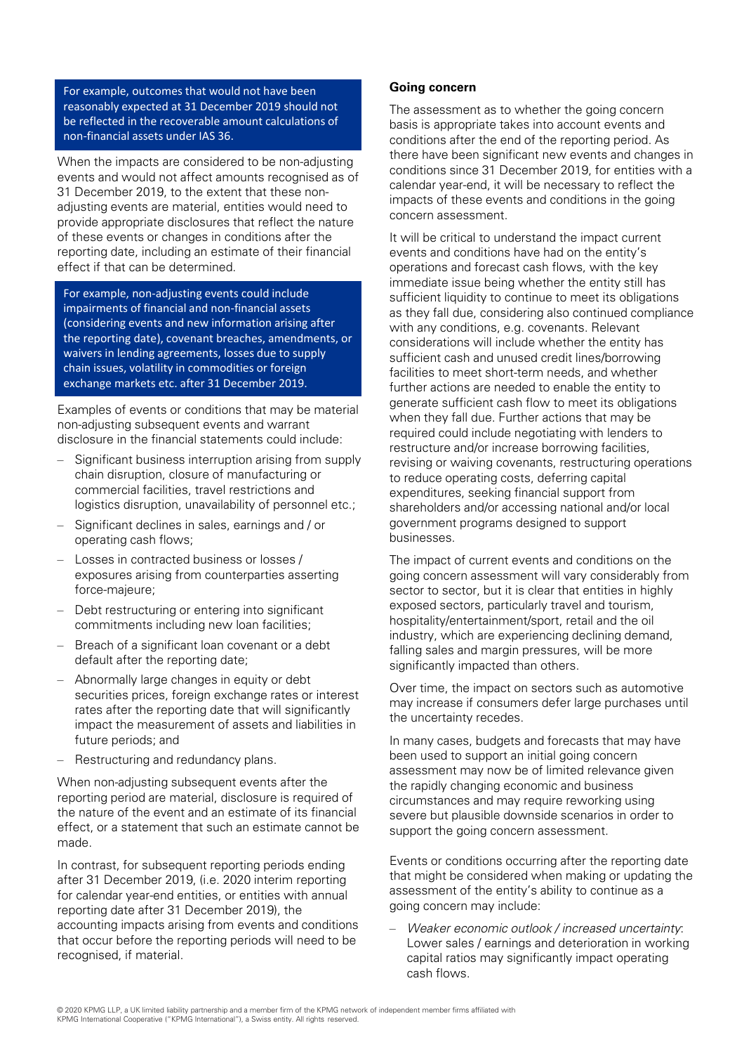For example, outcomes that would not have been reasonably expected at 31 December 2019 should not be reflected in the recoverable amount calculations of non-financial assets under IAS 36.

When the impacts are considered to be non-adjusting events and would not affect amounts recognised as of 31 December 2019, to the extent that these non-adjusting events are material, entities would need to provide appropriate disclosures that reflect the nature of these events or changes in conditions after the reporting date, including an estimate of their financial effect if that can be determined.

For example, non-adjusting events could include impairments of financial and non-financial assets (considering events and new information arising after the reporting date), covenant breaches, amendments, or waivers in lending agreements, losses due to supply chain issues, volatility in commodities or foreign exchange markets etc. after 31 December 2019.

Examples of events or conditions that may be material non-adjusting subsequent events and warrant disclosure in the financial statements could include:

- Significant business interruption arising from supply chain disruption, closure of manufacturing or commercial facilities, travel restrictions and logistics disruption, unavailability of personnel etc.;
- Significant declines in sales, earnings and / or operating cash flows;
- Losses in contracted business or losses / exposures arising from counterparties asserting force-majeure;
- Debt restructuring or entering into significant commitments including new loan facilities;
- Breach of a significant loan covenant or a debt default after the reporting date;
- Abnormally large changes in equity or debt securities prices, foreign exchange rates or interest rates after the reporting date that will significantly impact the measurement of assets and liabilities in future periods; and
- Restructuring and redundancy plans.

When non-adjusting subsequent events after the reporting period are material, disclosure is required of the nature of the event and an estimate of its financial effect, or a statement that such an estimate cannot be made.

In contrast, for subsequent reporting periods ending after 31 December 2019, (i.e. 2020 interim reporting for calendar year-end entities, or entities with annual reporting date after 31 December 2019), the accounting impacts arising from events and conditions that occur before the reporting periods will need to be recognised, if material.

**Going concern**

The assessment as to whether the going concern basis is appropriate takes into account events and conditions after the end of the reporting period. As there have been significant new events and changes in conditions since 31 December 2019, for entities with a calendar year-end, it will be necessary to reflect the impacts of these events and conditions in the going concern assessment.

It will be critical to understand the impact current events and conditions have had on the entity's operations and forecast cash flows, with the key immediate issue being whether the entity still has sufficient liquidity to continue to meet its obligations as they fall due, considering also continued compliance with any conditions, e.g. covenants. Relevant considerations will include whether the entity has sufficient cash and unused credit lines/borrowing facilities to meet short-term needs, and whether further actions are needed to enable the entity to generate sufficient cash flow to meet its obligations when they fall due. Further actions that may be required could include negotiating with lenders to restructure and/or increase borrowing facilities, revising or waiving covenants, restructuring operations to reduce operating costs, deferring capital expenditures, seeking financial support from shareholders and/or accessing national and/or local government programs designed to support businesses.

The impact of current events and conditions on the going concern assessment will vary considerably from sector to sector, but it is clear that entities in highly exposed sectors, particularly travel and tourism, hospitality/entertainment/sport, retail and the oil industry, which are experiencing declining demand, falling sales and margin pressures, will be more significantly impacted than others.

Over time, the impact on sectors such as automotive may increase if consumers defer large purchases until the uncertainty recedes.

In many cases, budgets and forecasts that may have been used to support an initial going concern assessment may now be of limited relevance given the rapidly changing economic and business circumstances and may require reworking using severe but plausible downside scenarios in order to support the going concern assessment.

Events or conditions occurring after the reporting date that might be considered when making or updating the assessment of the entity's ability to continue as a going concern may include:

- *Weaker economic outlook / increased uncertainty*: Lower sales / earnings and deterioration in working capital ratios may significantly impact operating cash flows.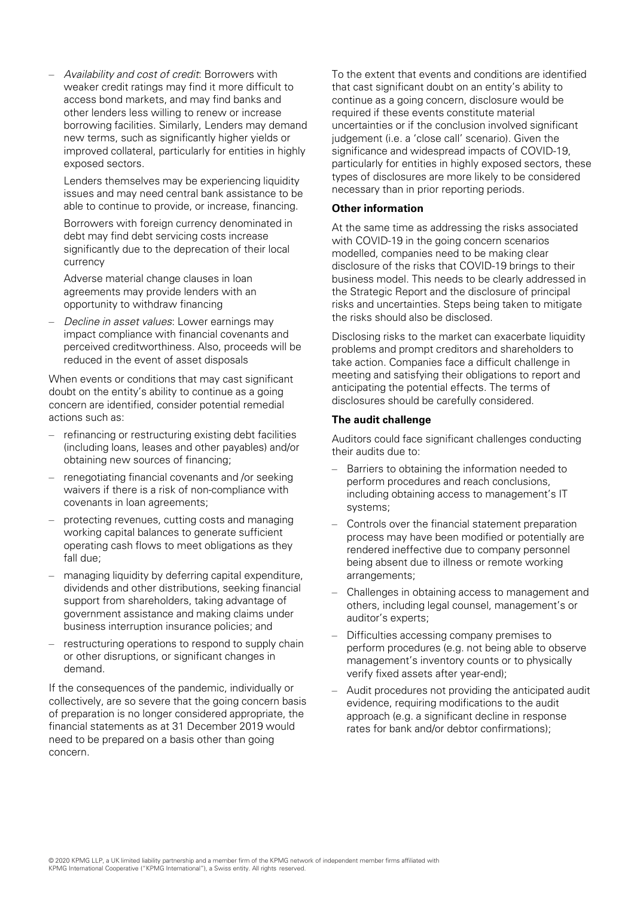- *Availability and cost of credit*: Borrowers with weaker credit ratings may find it more difficult to access bond markets, and may find banks and other lenders less willing to renew or increase borrowing facilities. Similarly, Lenders may demand new terms, such as significantly higher yields or improved collateral, particularly for entities in highly exposed sectors.

  Lenders themselves may be experiencing liquidity issues and may need central bank assistance to be able to continue to provide, or increase, financing.

  Borrowers with foreign currency denominated in debt may find debt servicing costs increase significantly due to the deprecation of their local currency

  Adverse material change clauses in loan agreements may provide lenders with an opportunity to withdraw financing

- *Decline in asset values*: Lower earnings may impact compliance with financial covenants and perceived creditworthiness. Also, proceeds will be reduced in the event of asset disposals

When events or conditions that may cast significant doubt on the entity's ability to continue as a going concern are identified, consider potential remedial actions such as:

- refinancing or restructuring existing debt facilities (including loans, leases and other payables) and/or obtaining new sources of financing;
- renegotiating financial covenants and /or seeking waivers if there is a risk of non-compliance with covenants in loan agreements;
- protecting revenues, cutting costs and managing working capital balances to generate sufficient operating cash flows to meet obligations as they fall due;
- managing liquidity by deferring capital expenditure, dividends and other distributions, seeking financial support from shareholders, taking advantage of government assistance and making claims under business interruption insurance policies; and
- restructuring operations to respond to supply chain or other disruptions, or significant changes in demand.

If the consequences of the pandemic, individually or collectively, are so severe that the going concern basis of preparation is no longer considered appropriate, the financial statements as at 31 December 2019 would need to be prepared on a basis other than going concern.

To the extent that events and conditions are identified that cast significant doubt on an entity's ability to continue as a going concern, disclosure would be required if these events constitute material uncertainties or if the conclusion involved significant judgement (i.e. a 'close call' scenario). Given the significance and widespread impacts of COVID-19, particularly for entities in highly exposed sectors, these types of disclosures are more likely to be considered necessary than in prior reporting periods.

**Other information**

At the same time as addressing the risks associated with COVID-19 in the going concern scenarios modelled, companies need to be making clear disclosure of the risks that COVID-19 brings to their business model. This needs to be clearly addressed in the Strategic Report and the disclosure of principal risks and uncertainties. Steps being taken to mitigate the risks should also be disclosed.

Disclosing risks to the market can exacerbate liquidity problems and prompt creditors and shareholders to take action. Companies face a difficult challenge in meeting and satisfying their obligations to report and anticipating the potential effects. The terms of disclosures should be carefully considered.

**The audit challenge**

Auditors could face significant challenges conducting their audits due to:

- Barriers to obtaining the information needed to perform procedures and reach conclusions, including obtaining access to management's IT systems;
- Controls over the financial statement preparation process may have been modified or potentially are rendered ineffective due to company personnel being absent due to illness or remote working arrangements;
- Challenges in obtaining access to management and others, including legal counsel, management's or auditor's experts;
- Difficulties accessing company premises to perform procedures (e.g. not being able to observe management's inventory counts or to physically verify fixed assets after year-end);
- Audit procedures not providing the anticipated audit evidence, requiring modifications to the audit approach (e.g. a significant decline in response rates for bank and/or debtor confirmations);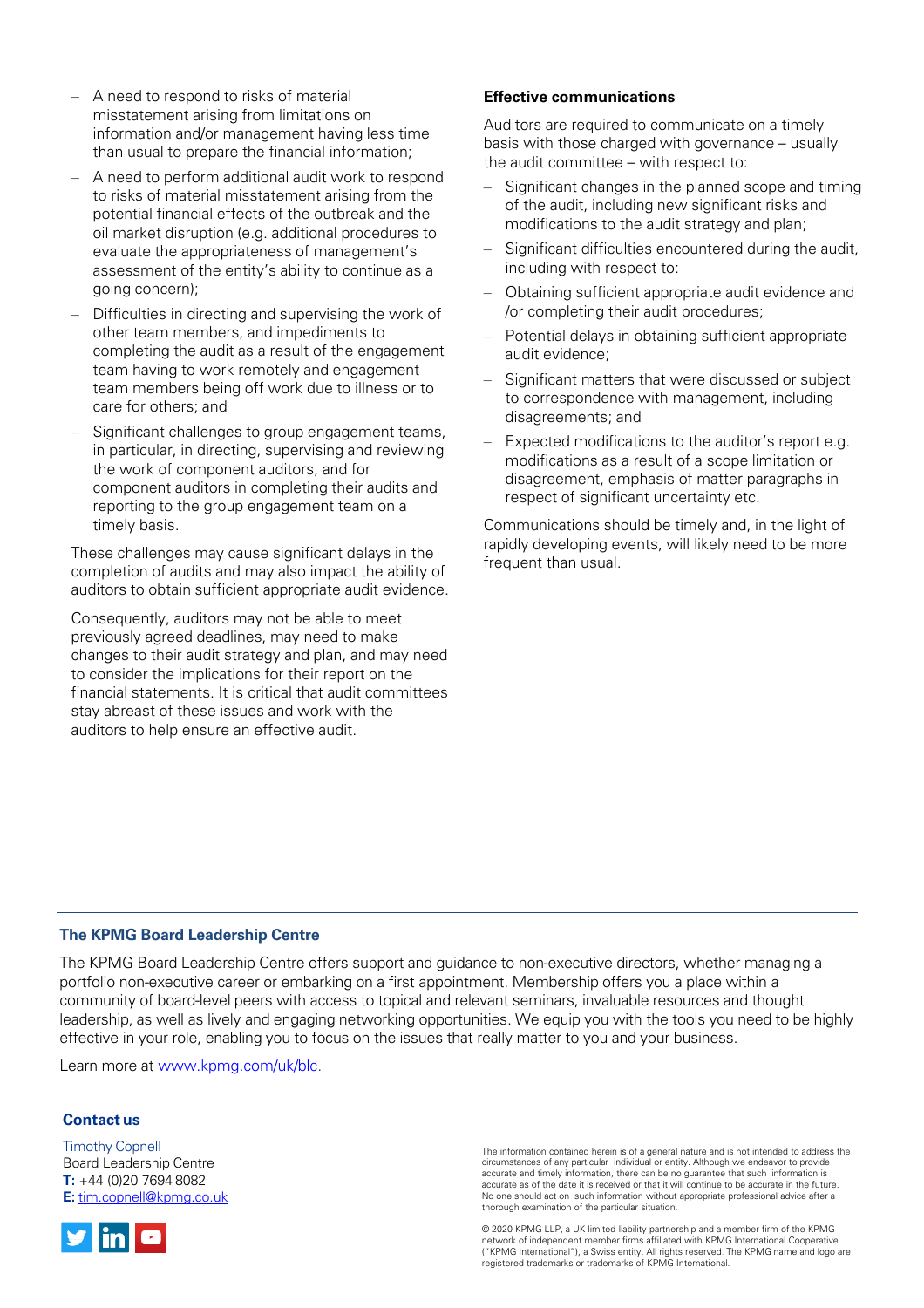- A need to respond to risks of material misstatement arising from limitations on information and/or management having less time than usual to prepare the financial information;
- A need to perform additional audit work to respond to risks of material misstatement arising from the potential financial effects of the outbreak and the oil market disruption (e.g. additional procedures to evaluate the appropriateness of management's assessment of the entity's ability to continue as a going concern);
- Difficulties in directing and supervising the work of other team members, and impediments to completing the audit as a result of the engagement team having to work remotely and engagement team members being off work due to illness or to care for others; and
- Significant challenges to group engagement teams, in particular, in directing, supervising and reviewing the work of component auditors, and for component auditors in completing their audits and reporting to the group engagement team on a timely basis.

These challenges may cause significant delays in the completion of audits and may also impact the ability of auditors to obtain sufficient appropriate audit evidence.

Consequently, auditors may not be able to meet previously agreed deadlines, may need to make changes to their audit strategy and plan, and may need to consider the implications for their report on the financial statements. It is critical that audit committees stay abreast of these issues and work with the auditors to help ensure an effective audit.

**Effective communications**

Auditors are required to communicate on a timely basis with those charged with governance – usually the audit committee – with respect to:

- Significant changes in the planned scope and timing of the audit, including new significant risks and modifications to the audit strategy and plan;
- Significant difficulties encountered during the audit, including with respect to:
- Obtaining sufficient appropriate audit evidence and /or completing their audit procedures;
- Potential delays in obtaining sufficient appropriate audit evidence;
- Significant matters that were discussed or subject to correspondence with management, including disagreements; and
- Expected modifications to the auditor's report e.g. modifications as a result of a scope limitation or disagreement, emphasis of matter paragraphs in respect of significant uncertainty etc.

Communications should be timely and, in the light of rapidly developing events, will likely need to be more frequent than usual.

## The KPMG Board Leadership Centre

The KPMG Board Leadership Centre offers support and guidance to non-executive directors, whether managing a portfolio non-executive career or embarking on a first appointment. Membership offers you a place within a community of board-level peers with access to topical and relevant seminars, invaluable resources and thought leadership, as well as lively and engaging networking opportunities. We equip you with the tools you need to be highly effective in your role, enabling you to focus on the issues that really matter to you and your business.

Learn more at www.kpmg.com/uk/blc.

### Contact us

Timothy Copnell
Board Leadership Centre
**T:** +44 (0)20 7694 8082
**E:** tim.copnell@kpmg.co.uk

The information contained herein is of a general nature and is not intended to address the circumstances of any particular individual or entity. Although we endeavor to provide accurate and timely information, there can be no guarantee that such information is accurate as of the date it is received or that it will continue to be accurate in the future. No one should act on such information without appropriate professional advice after a thorough examination of the particular situation.

© 2020 KPMG LLP, a UK limited liability partnership and a member firm of the KPMG network of independent member firms affiliated with KPMG International Cooperative ("KPMG International"), a Swiss entity. All rights reserved. The KPMG name and logo are registered trademarks or trademarks of KPMG International.